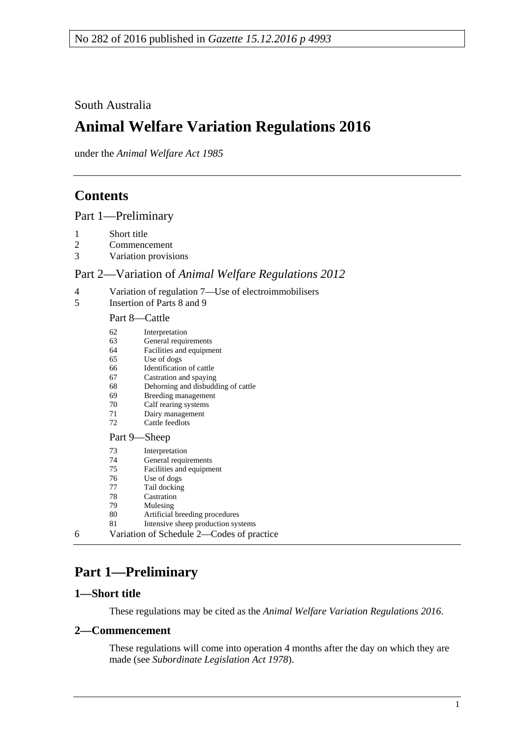No 282 of 2016 published in *Gazette 15.12.2016 p 4993*

South Australia

# Animal Welfare Variation Regulations 2016

under the *Animal Welfare Act 1985*

## Contents

Part 1—Preliminary

1 Short title
2 Commencement
3 Variation provisions

Part 2—Variation of *Animal Welfare Regulations 2012*

4 Variation of regulation 7—Use of electroimmobilisers
5 Insertion of Parts 8 and 9

Part 8—Cattle

62 Interpretation
63 General requirements
64 Facilities and equipment
65 Use of dogs
66 Identification of cattle
67 Castration and spaying
68 Dehorning and disbudding of cattle
69 Breeding management
70 Calf rearing systems
71 Dairy management
72 Cattle feedlots

Part 9—Sheep

73 Interpretation
74 General requirements
75 Facilities and equipment
76 Use of dogs
77 Tail docking
78 Castration
79 Mulesing
80 Artificial breeding procedures
81 Intensive sheep production systems

6 Variation of Schedule 2—Codes of practice

## Part 1—Preliminary

### 1—Short title

These regulations may be cited as the *Animal Welfare Variation Regulations 2016*.

### 2—Commencement

These regulations will come into operation 4 months after the day on which they are made (see *Subordinate Legislation Act 1978*).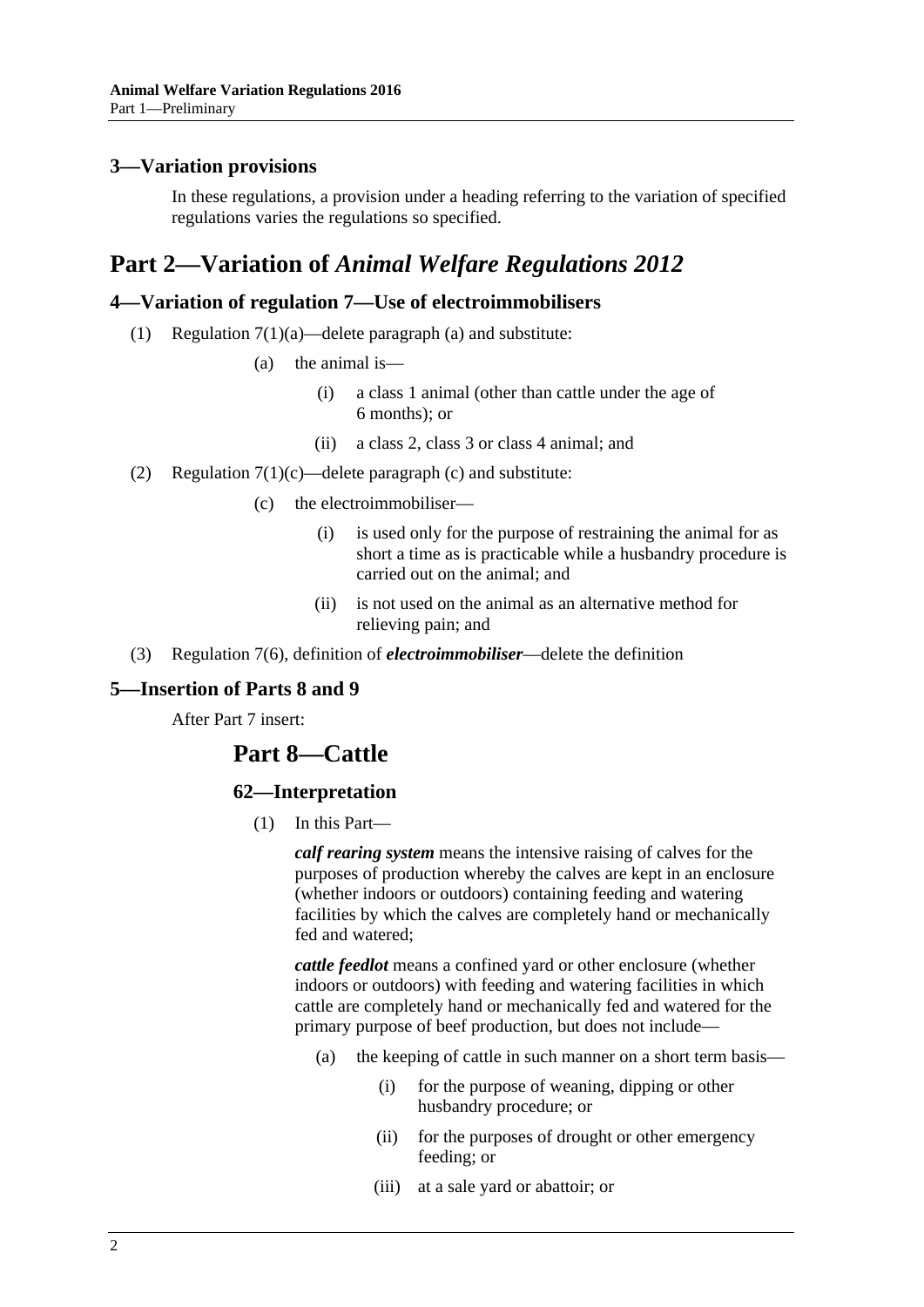### 3—Variation provisions

In these regulations, a provision under a heading referring to the variation of specified regulations varies the regulations so specified.

## Part 2—Variation of *Animal Welfare Regulations 2012*

### 4—Variation of regulation 7—Use of electroimmobilisers

(1) Regulation 7(1)(a)—delete paragraph (a) and substitute:

> (a) the animal is—
>
> > (i) a class 1 animal (other than cattle under the age of 6 months); or
> >
> > (ii) a class 2, class 3 or class 4 animal; and

(2) Regulation 7(1)(c)—delete paragraph (c) and substitute:

> (c) the electroimmobiliser—
>
> > (i) is used only for the purpose of restraining the animal for as short a time as is practicable while a husbandry procedure is carried out on the animal; and
> >
> > (ii) is not used on the animal as an alternative method for relieving pain; and

(3) Regulation 7(6), definition of ***electroimmobiliser***—delete the definition

### 5—Insertion of Parts 8 and 9

After Part 7 insert:

## Part 8—Cattle

### 62—Interpretation

(1) In this Part—

***calf rearing system*** means the intensive raising of calves for the purposes of production whereby the calves are kept in an enclosure (whether indoors or outdoors) containing feeding and watering facilities by which the calves are completely hand or mechanically fed and watered;

***cattle feedlot*** means a confined yard or other enclosure (whether indoors or outdoors) with feeding and watering facilities in which cattle are completely hand or mechanically fed and watered for the primary purpose of beef production, but does not include—

> (a) the keeping of cattle in such manner on a short term basis—
>
> > (i) for the purpose of weaning, dipping or other husbandry procedure; or
> >
> > (ii) for the purposes of drought or other emergency feeding; or
> >
> > (iii) at a sale yard or abattoir; or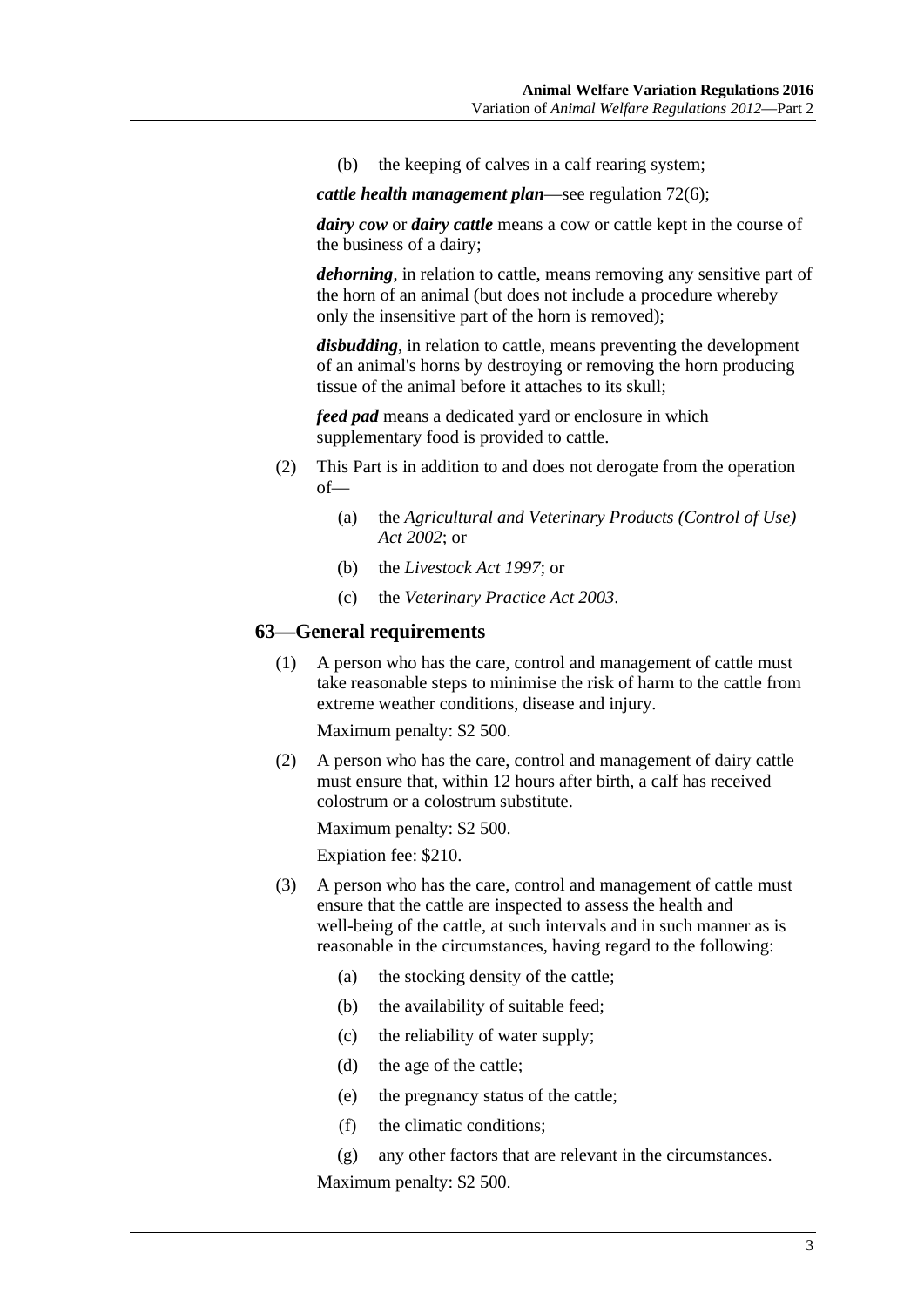(b) the keeping of calves in a calf rearing system;

***cattle health management plan***—see regulation 72(6);

***dairy cow*** or ***dairy cattle*** means a cow or cattle kept in the course of the business of a dairy;

***dehorning***, in relation to cattle, means removing any sensitive part of the horn of an animal (but does not include a procedure whereby only the insensitive part of the horn is removed);

***disbudding***, in relation to cattle, means preventing the development of an animal's horns by destroying or removing the horn producing tissue of the animal before it attaches to its skull;

***feed pad*** means a dedicated yard or enclosure in which supplementary food is provided to cattle.

(2) This Part is in addition to and does not derogate from the operation of—

(a) the *Agricultural and Veterinary Products (Control of Use) Act 2002*; or

(b) the *Livestock Act 1997*; or

(c) the *Veterinary Practice Act 2003*.

## 63—General requirements

(1) A person who has the care, control and management of cattle must take reasonable steps to minimise the risk of harm to the cattle from extreme weather conditions, disease and injury.

Maximum penalty: $2 500.

(2) A person who has the care, control and management of dairy cattle must ensure that, within 12 hours after birth, a calf has received colostrum or a colostrum substitute.

Maximum penalty: $2 500.

Expiation fee: $210.

(3) A person who has the care, control and management of cattle must ensure that the cattle are inspected to assess the health and well-being of the cattle, at such intervals and in such manner as is reasonable in the circumstances, having regard to the following:

(a) the stocking density of the cattle;

(b) the availability of suitable feed;

(c) the reliability of water supply;

(d) the age of the cattle;

(e) the pregnancy status of the cattle;

(f) the climatic conditions;

(g) any other factors that are relevant in the circumstances.

Maximum penalty: $2 500.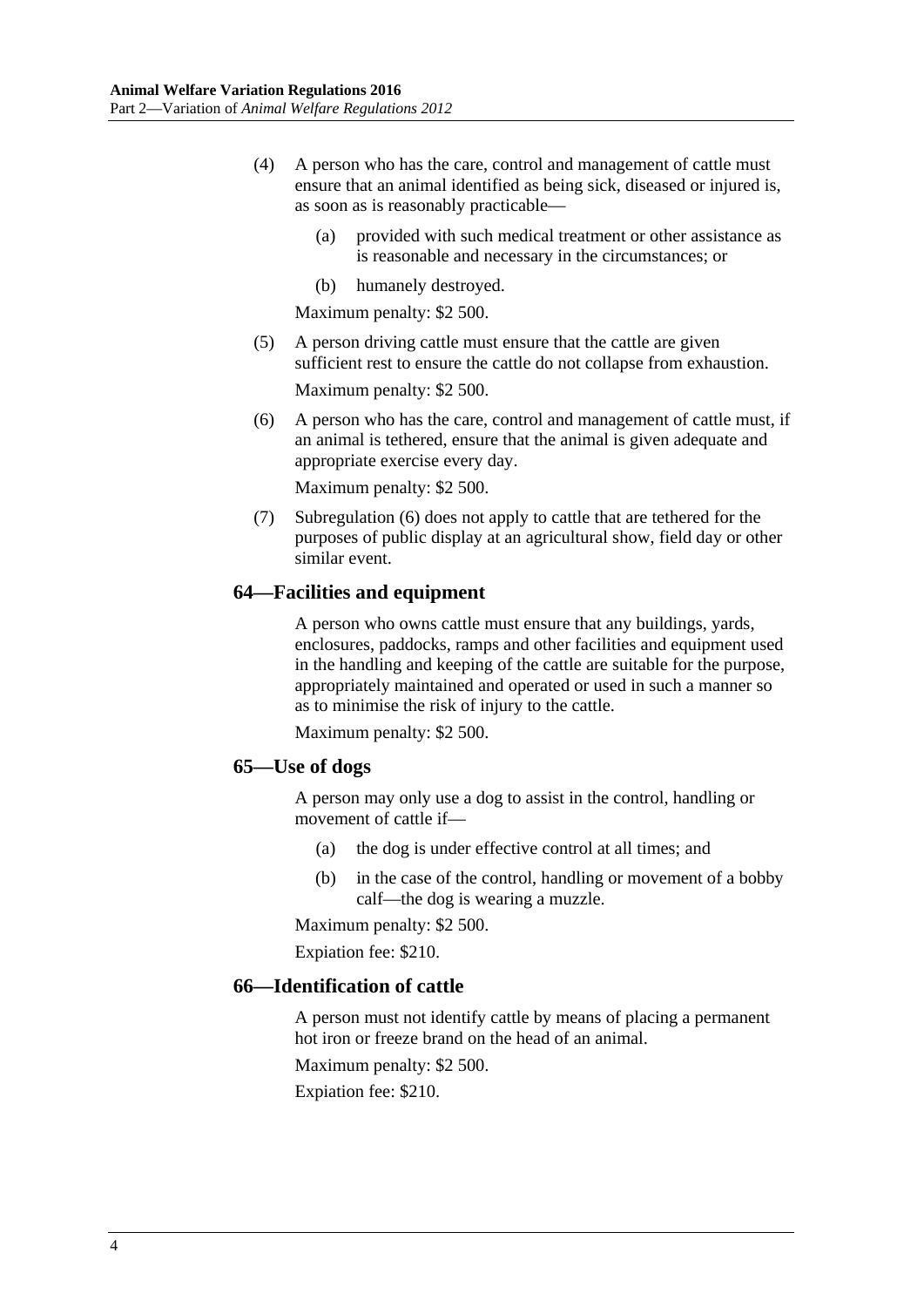(4) A person who has the care, control and management of cattle must ensure that an animal identified as being sick, diseased or injured is, as soon as is reasonably practicable—

(a) provided with such medical treatment or other assistance as is reasonable and necessary in the circumstances; or

(b) humanely destroyed.

Maximum penalty: $2 500.

(5) A person driving cattle must ensure that the cattle are given sufficient rest to ensure the cattle do not collapse from exhaustion.

Maximum penalty: $2 500.

(6) A person who has the care, control and management of cattle must, if an animal is tethered, ensure that the animal is given adequate and appropriate exercise every day.

Maximum penalty: $2 500.

(7) Subregulation (6) does not apply to cattle that are tethered for the purposes of public display at an agricultural show, field day or other similar event.

### 64—Facilities and equipment

A person who owns cattle must ensure that any buildings, yards, enclosures, paddocks, ramps and other facilities and equipment used in the handling and keeping of the cattle are suitable for the purpose, appropriately maintained and operated or used in such a manner so as to minimise the risk of injury to the cattle.

Maximum penalty: $2 500.

### 65—Use of dogs

A person may only use a dog to assist in the control, handling or movement of cattle if—

(a) the dog is under effective control at all times; and

(b) in the case of the control, handling or movement of a bobby calf—the dog is wearing a muzzle.

Maximum penalty: $2 500.

Expiation fee: $210.

### 66—Identification of cattle

A person must not identify cattle by means of placing a permanent hot iron or freeze brand on the head of an animal.

Maximum penalty: $2 500.

Expiation fee: $210.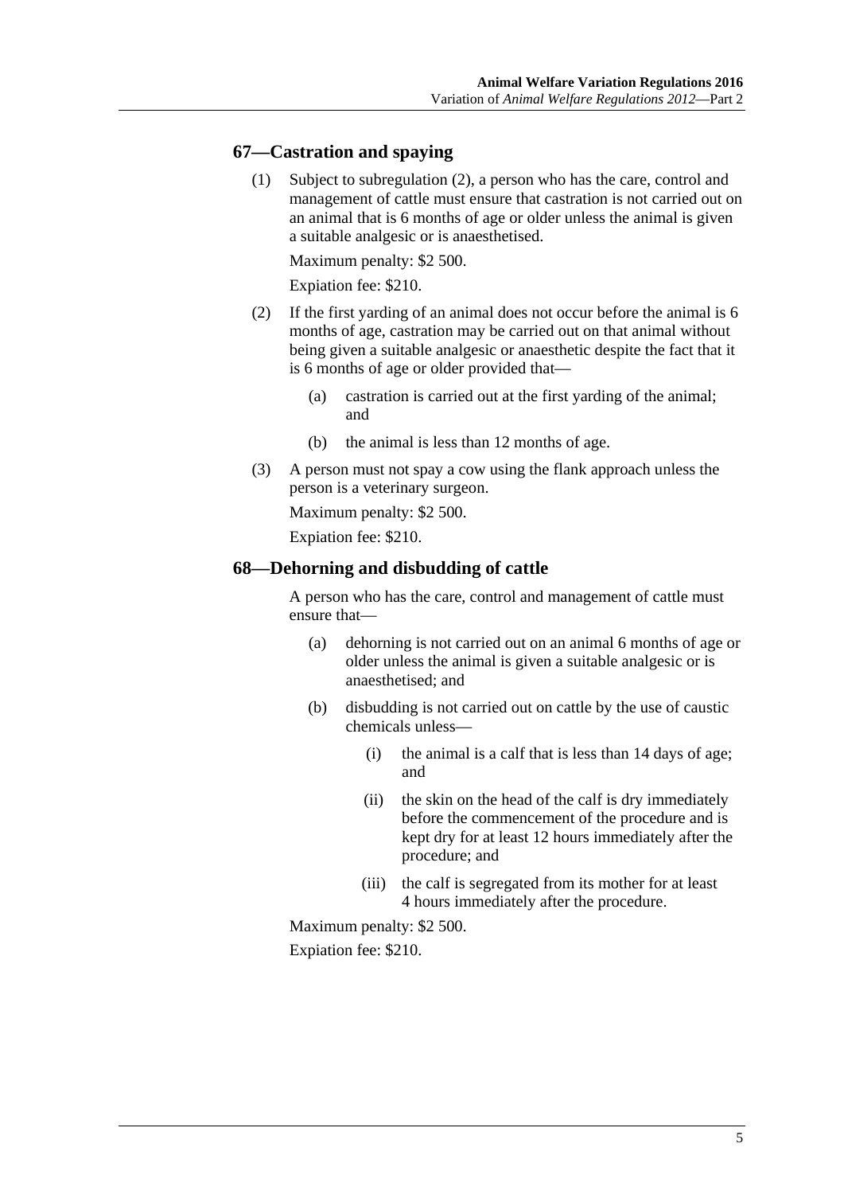## 67—Castration and spaying

(1) Subject to subregulation (2), a person who has the care, control and management of cattle must ensure that castration is not carried out on an animal that is 6 months of age or older unless the animal is given a suitable analgesic or is anaesthetised.

Maximum penalty: $2 500.

Expiation fee: $210.

(2) If the first yarding of an animal does not occur before the animal is 6 months of age, castration may be carried out on that animal without being given a suitable analgesic or anaesthetic despite the fact that it is 6 months of age or older provided that—

(a) castration is carried out at the first yarding of the animal; and

(b) the animal is less than 12 months of age.

(3) A person must not spay a cow using the flank approach unless the person is a veterinary surgeon.

Maximum penalty: $2 500.

Expiation fee: $210.

## 68—Dehorning and disbudding of cattle

A person who has the care, control and management of cattle must ensure that—

(a) dehorning is not carried out on an animal 6 months of age or older unless the animal is given a suitable analgesic or is anaesthetised; and

(b) disbudding is not carried out on cattle by the use of caustic chemicals unless—

(i) the animal is a calf that is less than 14 days of age; and

(ii) the skin on the head of the calf is dry immediately before the commencement of the procedure and is kept dry for at least 12 hours immediately after the procedure; and

(iii) the calf is segregated from its mother for at least 4 hours immediately after the procedure.

Maximum penalty: $2 500.

Expiation fee: $210.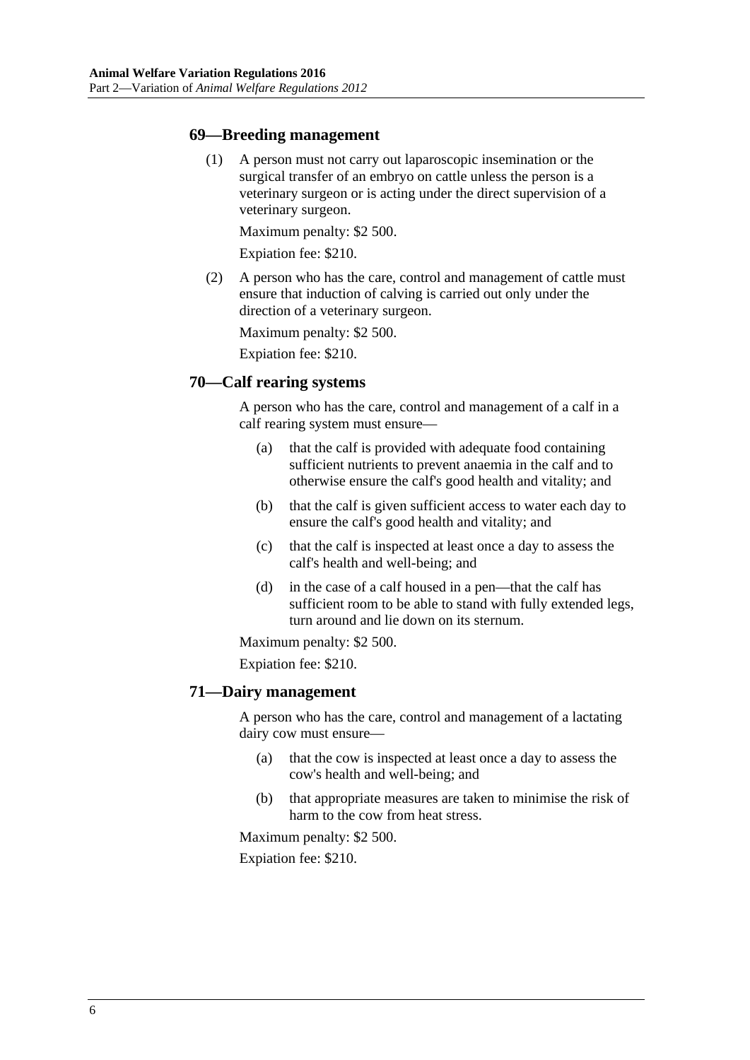### 69—Breeding management

(1) A person must not carry out laparoscopic insemination or the surgical transfer of an embryo on cattle unless the person is a veterinary surgeon or is acting under the direct supervision of a veterinary surgeon.

Maximum penalty: $2 500.

Expiation fee: $210.

(2) A person who has the care, control and management of cattle must ensure that induction of calving is carried out only under the direction of a veterinary surgeon.

Maximum penalty: $2 500.

Expiation fee: $210.

### 70—Calf rearing systems

A person who has the care, control and management of a calf in a calf rearing system must ensure—

(a) that the calf is provided with adequate food containing sufficient nutrients to prevent anaemia in the calf and to otherwise ensure the calf's good health and vitality; and

(b) that the calf is given sufficient access to water each day to ensure the calf's good health and vitality; and

(c) that the calf is inspected at least once a day to assess the calf's health and well-being; and

(d) in the case of a calf housed in a pen—that the calf has sufficient room to be able to stand with fully extended legs, turn around and lie down on its sternum.

Maximum penalty: $2 500.

Expiation fee: $210.

### 71—Dairy management

A person who has the care, control and management of a lactating dairy cow must ensure—

(a) that the cow is inspected at least once a day to assess the cow's health and well-being; and

(b) that appropriate measures are taken to minimise the risk of harm to the cow from heat stress.

Maximum penalty: $2 500.

Expiation fee: $210.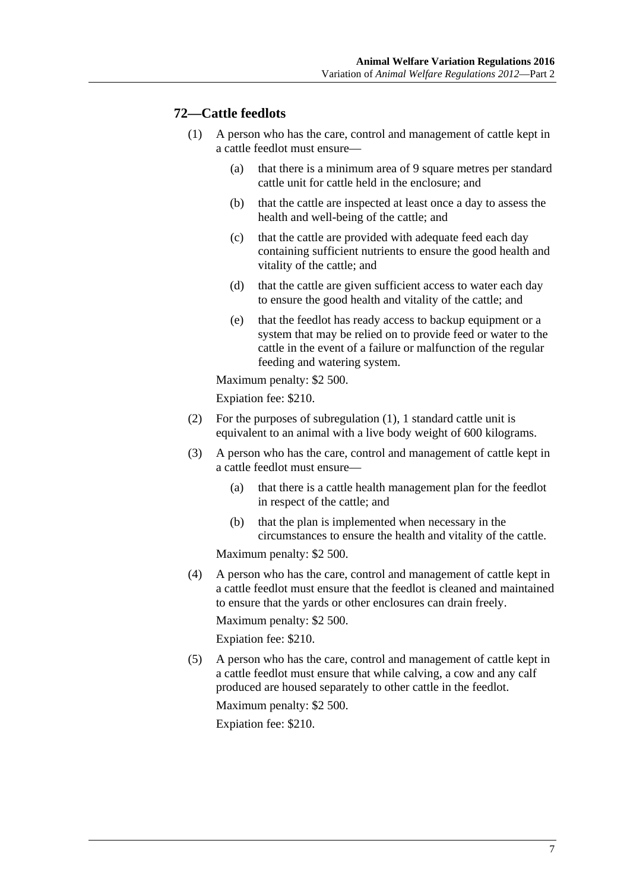## 72—Cattle feedlots

(1) A person who has the care, control and management of cattle kept in a cattle feedlot must ensure—

 (a) that there is a minimum area of 9 square metres per standard cattle unit for cattle held in the enclosure; and

 (b) that the cattle are inspected at least once a day to assess the health and well-being of the cattle; and

 (c) that the cattle are provided with adequate feed each day containing sufficient nutrients to ensure the good health and vitality of the cattle; and

 (d) that the cattle are given sufficient access to water each day to ensure the good health and vitality of the cattle; and

 (e) that the feedlot has ready access to backup equipment or a system that may be relied on to provide feed or water to the cattle in the event of a failure or malfunction of the regular feeding and watering system.

Maximum penalty: $2 500.

Expiation fee: $210.

(2) For the purposes of subregulation (1), 1 standard cattle unit is equivalent to an animal with a live body weight of 600 kilograms.

(3) A person who has the care, control and management of cattle kept in a cattle feedlot must ensure—

 (a) that there is a cattle health management plan for the feedlot in respect of the cattle; and

 (b) that the plan is implemented when necessary in the circumstances to ensure the health and vitality of the cattle.

Maximum penalty: $2 500.

(4) A person who has the care, control and management of cattle kept in a cattle feedlot must ensure that the feedlot is cleaned and maintained to ensure that the yards or other enclosures can drain freely.

Maximum penalty: $2 500.

Expiation fee: $210.

(5) A person who has the care, control and management of cattle kept in a cattle feedlot must ensure that while calving, a cow and any calf produced are housed separately to other cattle in the feedlot.

Maximum penalty: $2 500.

Expiation fee: $210.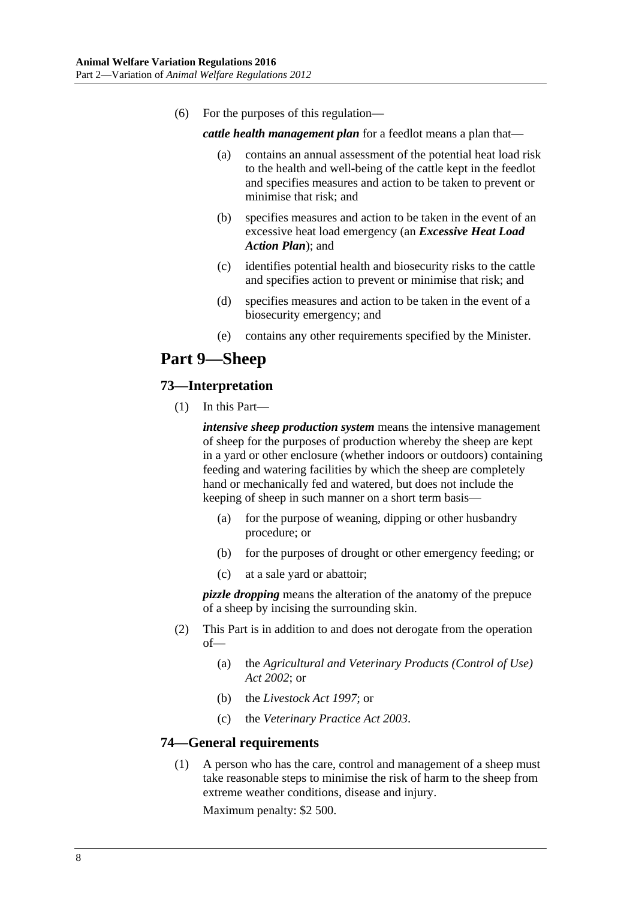(6) For the purposes of this regulation—

***cattle health management plan*** for a feedlot means a plan that—

(a) contains an annual assessment of the potential heat load risk to the health and well-being of the cattle kept in the feedlot and specifies measures and action to be taken to prevent or minimise that risk; and

(b) specifies measures and action to be taken in the event of an excessive heat load emergency (an ***Excessive Heat Load Action Plan***); and

(c) identifies potential health and biosecurity risks to the cattle and specifies action to prevent or minimise that risk; and

(d) specifies measures and action to be taken in the event of a biosecurity emergency; and

(e) contains any other requirements specified by the Minister.

# Part 9—Sheep

## 73—Interpretation

(1) In this Part—

***intensive sheep production system*** means the intensive management of sheep for the purposes of production whereby the sheep are kept in a yard or other enclosure (whether indoors or outdoors) containing feeding and watering facilities by which the sheep are completely hand or mechanically fed and watered, but does not include the keeping of sheep in such manner on a short term basis—

(a) for the purpose of weaning, dipping or other husbandry procedure; or

(b) for the purposes of drought or other emergency feeding; or

(c) at a sale yard or abattoir;

***pizzle dropping*** means the alteration of the anatomy of the prepuce of a sheep by incising the surrounding skin.

(2) This Part is in addition to and does not derogate from the operation of—

(a) the *Agricultural and Veterinary Products (Control of Use) Act 2002*; or

(b) the *Livestock Act 1997*; or

(c) the *Veterinary Practice Act 2003*.

## 74—General requirements

(1) A person who has the care, control and management of a sheep must take reasonable steps to minimise the risk of harm to the sheep from extreme weather conditions, disease and injury.

Maximum penalty: $2 500.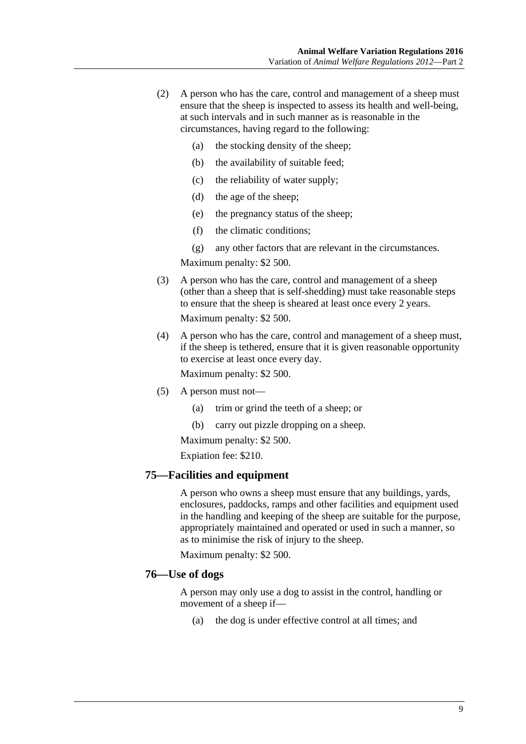(2) A person who has the care, control and management of a sheep must ensure that the sheep is inspected to assess its health and well-being, at such intervals and in such manner as is reasonable in the circumstances, having regard to the following:

(a) the stocking density of the sheep;

(b) the availability of suitable feed;

(c) the reliability of water supply;

(d) the age of the sheep;

(e) the pregnancy status of the sheep;

(f) the climatic conditions;

(g) any other factors that are relevant in the circumstances.

Maximum penalty: $2 500.

(3) A person who has the care, control and management of a sheep (other than a sheep that is self-shedding) must take reasonable steps to ensure that the sheep is sheared at least once every 2 years.

Maximum penalty: $2 500.

(4) A person who has the care, control and management of a sheep must, if the sheep is tethered, ensure that it is given reasonable opportunity to exercise at least once every day.

Maximum penalty: $2 500.

(5) A person must not—

(a) trim or grind the teeth of a sheep; or

(b) carry out pizzle dropping on a sheep.

Maximum penalty: $2 500.

Expiation fee: $210.

## 75—Facilities and equipment

A person who owns a sheep must ensure that any buildings, yards, enclosures, paddocks, ramps and other facilities and equipment used in the handling and keeping of the sheep are suitable for the purpose, appropriately maintained and operated or used in such a manner, so as to minimise the risk of injury to the sheep.

Maximum penalty: $2 500.

## 76—Use of dogs

A person may only use a dog to assist in the control, handling or movement of a sheep if—

(a) the dog is under effective control at all times; and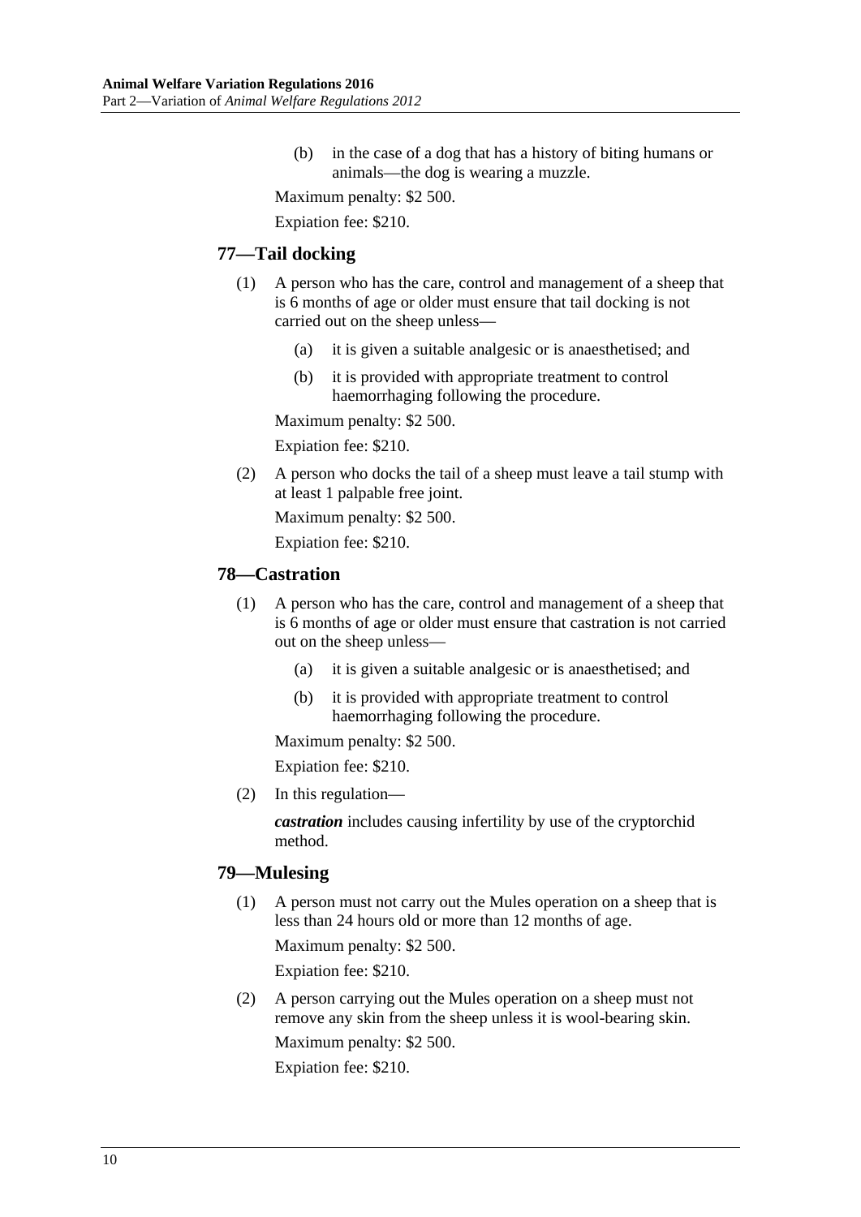(b) in the case of a dog that has a history of biting humans or animals—the dog is wearing a muzzle.

Maximum penalty: $2 500.

Expiation fee: $210.

### 77—Tail docking

(1) A person who has the care, control and management of a sheep that is 6 months of age or older must ensure that tail docking is not carried out on the sheep unless—

(a) it is given a suitable analgesic or is anaesthetised; and

(b) it is provided with appropriate treatment to control haemorrhaging following the procedure.

Maximum penalty: $2 500.

Expiation fee: $210.

(2) A person who docks the tail of a sheep must leave a tail stump with at least 1 palpable free joint.

Maximum penalty: $2 500.

Expiation fee: $210.

### 78—Castration

(1) A person who has the care, control and management of a sheep that is 6 months of age or older must ensure that castration is not carried out on the sheep unless—

(a) it is given a suitable analgesic or is anaesthetised; and

(b) it is provided with appropriate treatment to control haemorrhaging following the procedure.

Maximum penalty: $2 500.

Expiation fee: $210.

(2) In this regulation—

***castration*** includes causing infertility by use of the cryptorchid method.

### 79—Mulesing

(1) A person must not carry out the Mules operation on a sheep that is less than 24 hours old or more than 12 months of age.

Maximum penalty: $2 500.

Expiation fee: $210.

(2) A person carrying out the Mules operation on a sheep must not remove any skin from the sheep unless it is wool-bearing skin.

Maximum penalty: $2 500.

Expiation fee: $210.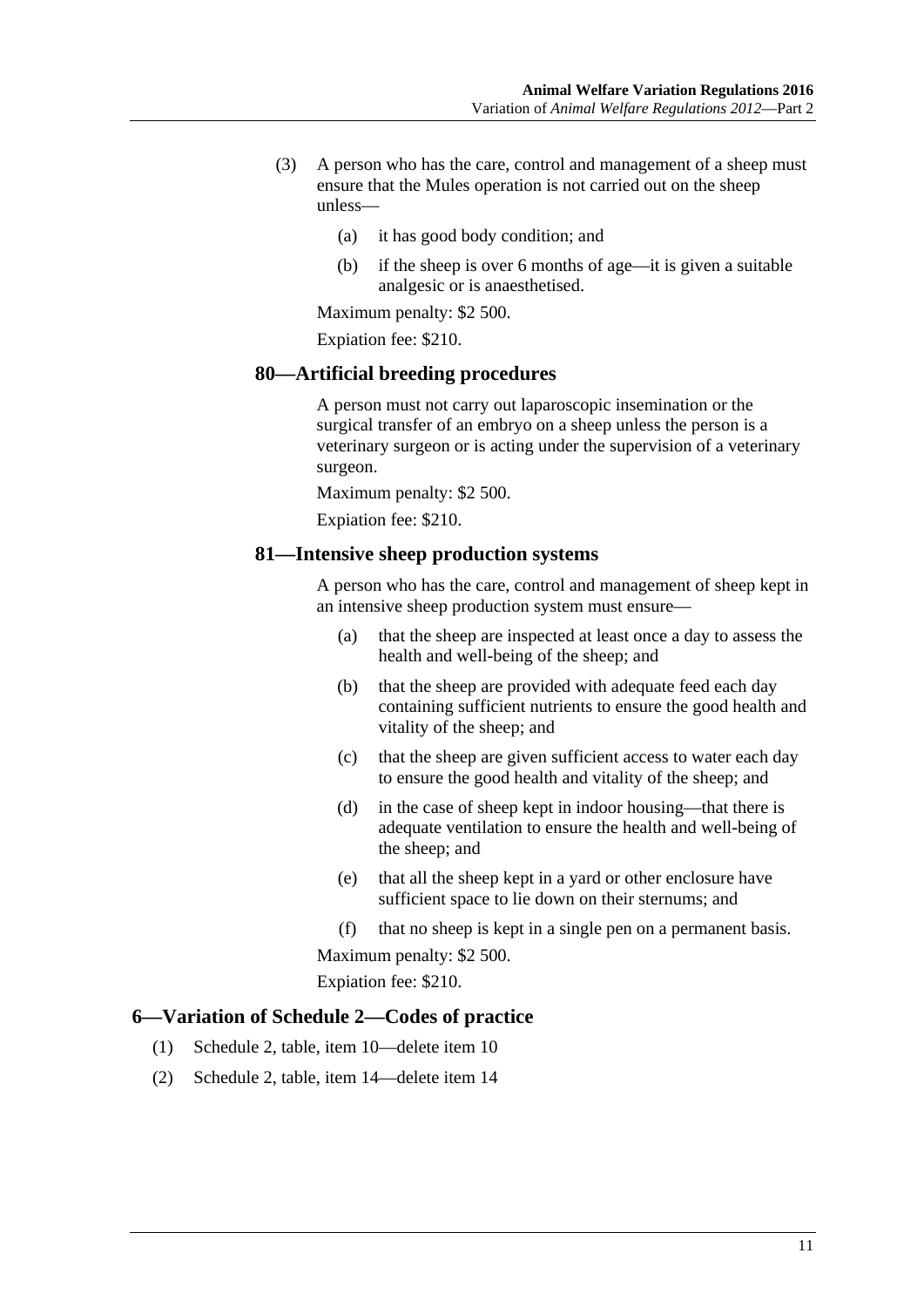(3) A person who has the care, control and management of a sheep must ensure that the Mules operation is not carried out on the sheep unless—

  (a) it has good body condition; and

  (b) if the sheep is over 6 months of age—it is given a suitable analgesic or is anaesthetised.

Maximum penalty: $2 500.

Expiation fee: $210.

### 80—Artificial breeding procedures

A person must not carry out laparoscopic insemination or the surgical transfer of an embryo on a sheep unless the person is a veterinary surgeon or is acting under the supervision of a veterinary surgeon.

Maximum penalty: $2 500.

Expiation fee: $210.

### 81—Intensive sheep production systems

A person who has the care, control and management of sheep kept in an intensive sheep production system must ensure—

  (a) that the sheep are inspected at least once a day to assess the health and well-being of the sheep; and

  (b) that the sheep are provided with adequate feed each day containing sufficient nutrients to ensure the good health and vitality of the sheep; and

  (c) that the sheep are given sufficient access to water each day to ensure the good health and vitality of the sheep; and

  (d) in the case of sheep kept in indoor housing—that there is adequate ventilation to ensure the health and well-being of the sheep; and

  (e) that all the sheep kept in a yard or other enclosure have sufficient space to lie down on their sternums; and

  (f) that no sheep is kept in a single pen on a permanent basis.

Maximum penalty: $2 500.

Expiation fee: $210.

## 6—Variation of Schedule 2—Codes of practice

(1) Schedule 2, table, item 10—delete item 10

(2) Schedule 2, table, item 14—delete item 14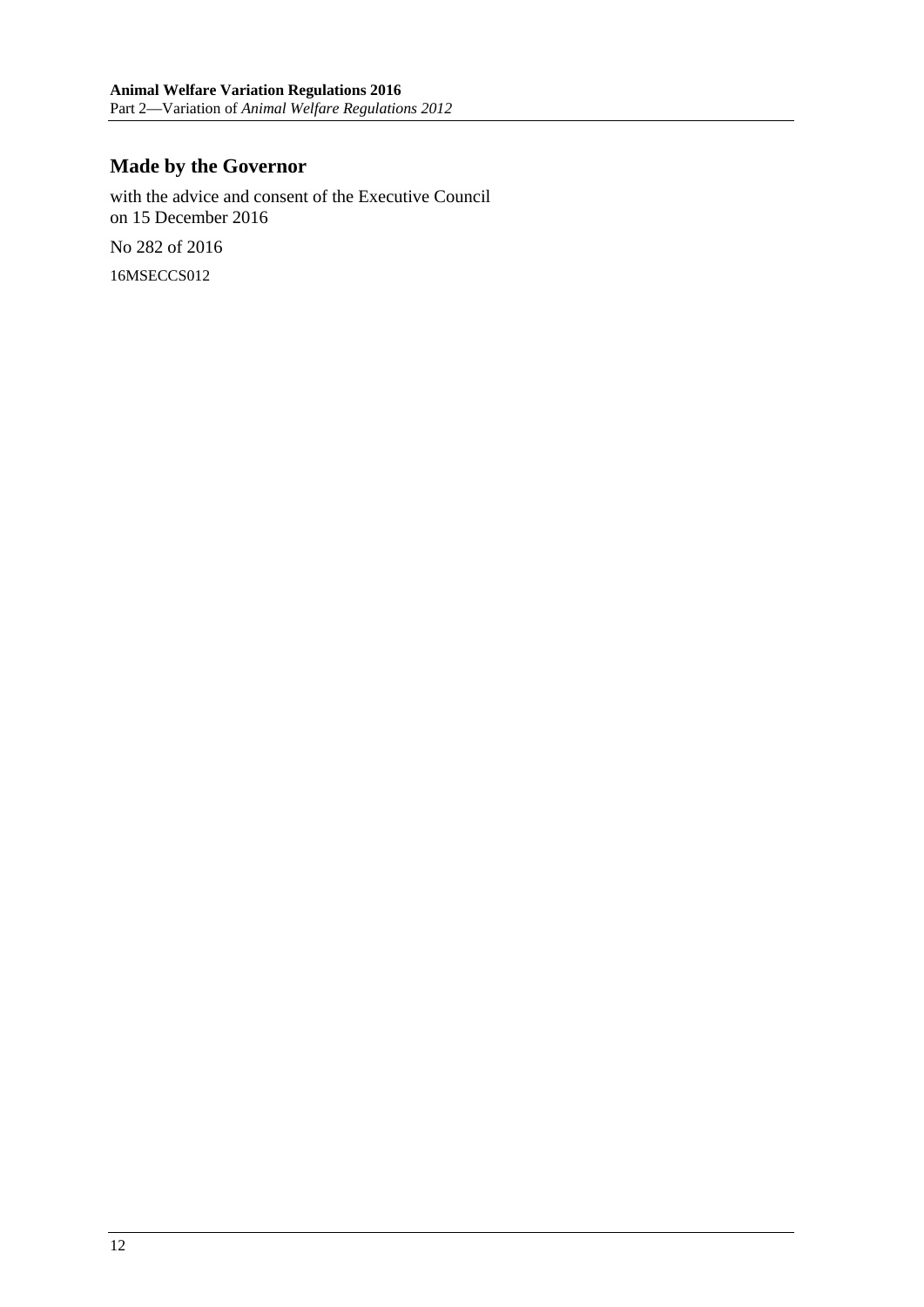## Made by the Governor

with the advice and consent of the Executive Council
on 15 December 2016

No 282 of 2016

16MSECCS012